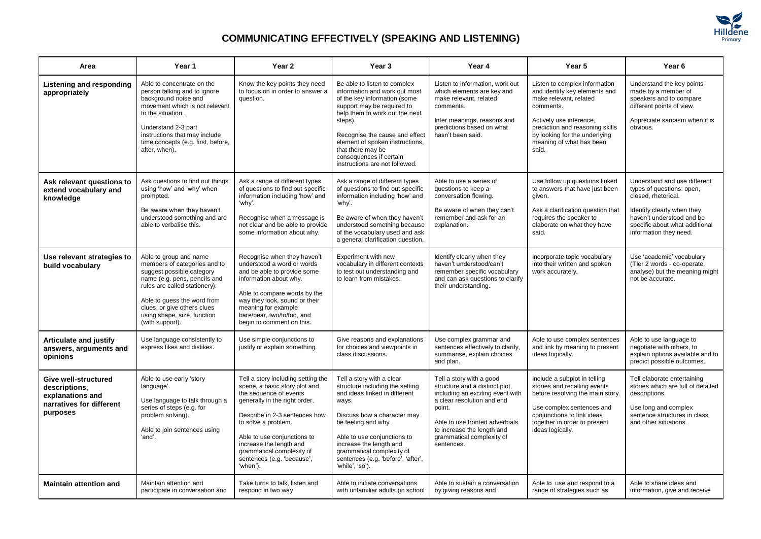# COMMUNICATING EFFECTIVELY (SPEAKING AND LISTENING)

| Area | Year 1 | Year 2 | Year 3 | Year 4 | Year 5 | Year 6 |
|---|---|---|---|---|---|---|
| **Listening and responding appropriately** | Able to concentrate on the person talking and to ignore background noise and movement which is not relevant to the situation.<br><br>Understand 2-3 part instructions that may include time concepts (e.g. first, before, after, when). | Know the key points they need to focus on in order to answer a question. | Be able to listen to complex information and work out most of the key information (some support may be required to help them to work out the next steps).<br><br>Recognise the cause and effect element of spoken instructions, that there may be consequences if certain instructions are not followed. | Listen to information, work out which elements are key and make relevant, related comments.<br><br>Infer meanings, reasons and predictions based on what hasn't been said. | Listen to complex information and identify key elements and make relevant, related comments.<br><br>Actively use inference, prediction and reasoning skills by looking for the underlying meaning of what has been said. | Understand the key points made by a member of speakers and to compare different points of view.<br><br>Appreciate sarcasm when it is obvious. |
| **Ask relevant questions to extend vocabulary and knowledge** | Ask questions to find out things using 'how' and 'why' when prompted.<br><br>Be aware when they haven't understood something and are able to verbalise this. | Ask a range of different types of questions to find out specific information including 'how' and 'why'.<br><br>Recognise when a message is not clear and be able to provide some information about why. | Ask a range of different types of questions to find out specific information including 'how' and 'why'.<br><br>Be aware of when they haven't understood something because of the vocabulary used and ask a general clarification question. | Able to use a series of questions to keep a conversation flowing.<br><br>Be aware of when they can't remember and ask for an explanation. | Use follow up questions linked to answers that have just been given.<br><br>Ask a clarification question that requires the speaker to elaborate on what they have said. | Understand and use different types of questions: open, closed, rhetorical.<br><br>Identify clearly when they haven't understood and be specific about what additional information they need. |
| **Use relevant strategies to build vocabulary** | Able to group and name members of categories and to suggest possible category name (e.g. pens, pencils and rules are called stationery).<br><br>Able to guess the word from clues, or give others clues using shape, size, function (with support). | Recognise when they haven't understood a word or words and be able to provide some information about why.<br><br>Able to compare words by the way they look, sound or their meaning for example bare/bear, two/to/too, and begin to comment on this. | Experiment with new vocabulary in different contexts to test out understanding and to learn from mistakes. | Identify clearly when they haven't understood/can't remember specific vocabulary and can ask questions to clarify their understanding. | Incorporate topic vocabulary into their written and spoken work accurately. | Use 'academic' vocabulary (Tier 2 words - co-operate, analyse) but the meaning might not be accurate. |
| **Articulate and justify answers, arguments and opinions** | Use language consistently to express likes and dislikes. | Use simple conjunctions to justify or explain something. | Give reasons and explanations for choices and viewpoints in class discussions. | Use complex grammar and sentences effectively to clarify, summarise, explain choices and plan. | Able to use complex sentences and link by meaning to present ideas logically. | Able to use language to negotiate with others, to explain options available and to predict possible outcomes. |
| **Give well-structured descriptions, explanations and narratives for different purposes** | Able to use early 'story language'.<br><br>Use language to talk through a series of steps (e.g. for problem solving).<br><br>Able to join sentences using 'and'. | Tell a story including setting the scene, a basic story plot and the sequence of events generally in the right order.<br><br>Describe in 2-3 sentences how to solve a problem.<br><br>Able to use conjunctions to increase the length and grammatical complexity of sentences (e.g. 'because', 'when'). | Tell a story with a clear structure including the setting and ideas linked in different ways.<br><br>Discuss how a character may be feeling and why.<br><br>Able to use conjunctions to increase the length and grammatical complexity of sentences (e.g. 'before', 'after', 'while', 'so'). | Tell a story with a good structure and a distinct plot, including an exciting event with a clear resolution and end point.<br><br>Able to use fronted adverbials to increase the length and grammatical complexity of sentences. | Include a subplot in telling stories and recalling events before resolving the main story.<br><br>Use complex sentences and conjunctions to link ideas together in order to present ideas logically. | Tell elaborate entertaining stories which are full of detailed descriptions.<br><br>Use long and complex sentence structures in class and other situations. |
| **Maintain attention and** | Maintain attention and participate in conversation and | Take turns to talk, listen and respond in two way | Able to initiate conversations with unfamiliar adults (in school | Able to sustain a conversation by giving reasons and | Able to use and respond to a range of strategies such as | Able to share ideas and information, give and receive |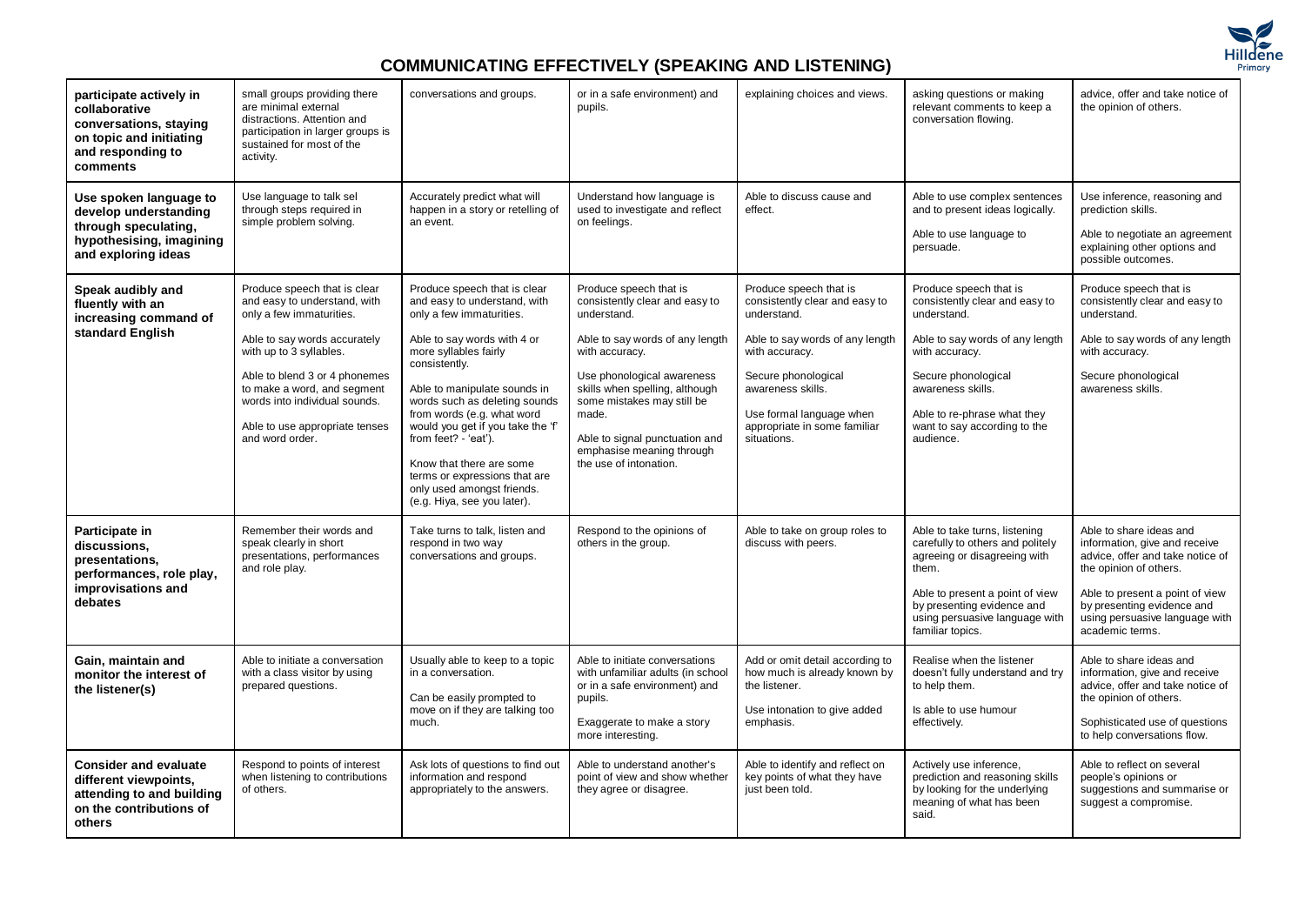## COMMUNICATING EFFECTIVELY (SPEAKING AND LISTENING)

| | | | | | | |
|---|---|---|---|---|---|---|
| **participate actively in collaborative conversations, staying on topic and initiating and responding to comments** | small groups providing there are minimal external distractions. Attention and participation in larger groups is sustained for most of the activity. | conversations and groups. | or in a safe environment) and pupils. | explaining choices and views. | asking questions or making relevant comments to keep a conversation flowing. | advice, offer and take notice of the opinion of others. |
| **Use spoken language to develop understanding through speculating, hypothesising, imagining and exploring ideas** | Use language to talk sel through steps required in simple problem solving. | Accurately predict what will happen in a story or retelling of an event. | Understand how language is used to investigate and reflect on feelings. | Able to discuss cause and effect. | Able to use complex sentences and to present ideas logically.<br><br>Able to use language to persuade. | Use inference, reasoning and prediction skills.<br><br>Able to negotiate an agreement explaining other options and possible outcomes. |
| **Speak audibly and fluently with an increasing command of standard English** | Produce speech that is clear and easy to understand, with only a few immaturities.<br><br>Able to say words accurately with up to 3 syllables.<br><br>Able to blend 3 or 4 phonemes to make a word, and segment words into individual sounds.<br><br>Able to use appropriate tenses and word order. | Produce speech that is clear and easy to understand, with only a few immaturities.<br><br>Able to say words with 4 or more syllables fairly consistently.<br><br>Able to manipulate sounds in words such as deleting sounds from words (e.g. what word would you get if you take the 'f' from feet? - 'eat').<br><br>Know that there are some terms or expressions that are only used amongst friends. (e.g. Hiya, see you later). | Produce speech that is consistently clear and easy to understand.<br><br>Able to say words of any length with accuracy.<br><br>Use phonological awareness skills when spelling, although some mistakes may still be made.<br><br>Able to signal punctuation and emphasise meaning through the use of intonation. | Produce speech that is consistently clear and easy to understand.<br><br>Able to say words of any length with accuracy.<br><br>Secure phonological awareness skills.<br><br>Use formal language when appropriate in some familiar situations. | Produce speech that is consistently clear and easy to understand.<br><br>Able to say words of any length with accuracy.<br><br>Secure phonological awareness skills.<br><br>Able to re-phrase what they want to say according to the audience. | Produce speech that is consistently clear and easy to understand.<br><br>Able to say words of any length with accuracy.<br><br>Secure phonological awareness skills. |
| **Participate in discussions, presentations, performances, role play, improvisations and debates** | Remember their words and speak clearly in short presentations, performances and role play. | Take turns to talk, listen and respond in two way conversations and groups. | Respond to the opinions of others in the group. | Able to take on group roles to discuss with peers. | Able to take turns, listening carefully to others and politely agreeing or disagreeing with them.<br><br>Able to present a point of view by presenting evidence and using persuasive language with familiar topics. | Able to share ideas and information, give and receive advice, offer and take notice of the opinion of others.<br><br>Able to present a point of view by presenting evidence and using persuasive language with academic terms. |
| **Gain, maintain and monitor the interest of the listener(s)** | Able to initiate a conversation with a class visitor by using prepared questions. | Usually able to keep to a topic in a conversation.<br><br>Can be easily prompted to move on if they are talking too much. | Able to initiate conversations with unfamiliar adults (in school or in a safe environment) and pupils.<br><br>Exaggerate to make a story more interesting. | Add or omit detail according to how much is already known by the listener.<br><br>Use intonation to give added emphasis. | Realise when the listener doesn't fully understand and try to help them.<br><br>Is able to use humour effectively. | Able to share ideas and information, give and receive advice, offer and take notice of the opinion of others.<br><br>Sophisticated use of questions to help conversations flow. |
| **Consider and evaluate different viewpoints, attending to and building on the contributions of others** | Respond to points of interest when listening to contributions of others. | Ask lots of questions to find out information and respond appropriately to the answers. | Able to understand another's point of view and show whether they agree or disagree. | Able to identify and reflect on key points of what they have just been told. | Actively use inference, prediction and reasoning skills by looking for the underlying meaning of what has been said. | Able to reflect on several people's opinions or suggestions and summarise or suggest a compromise. |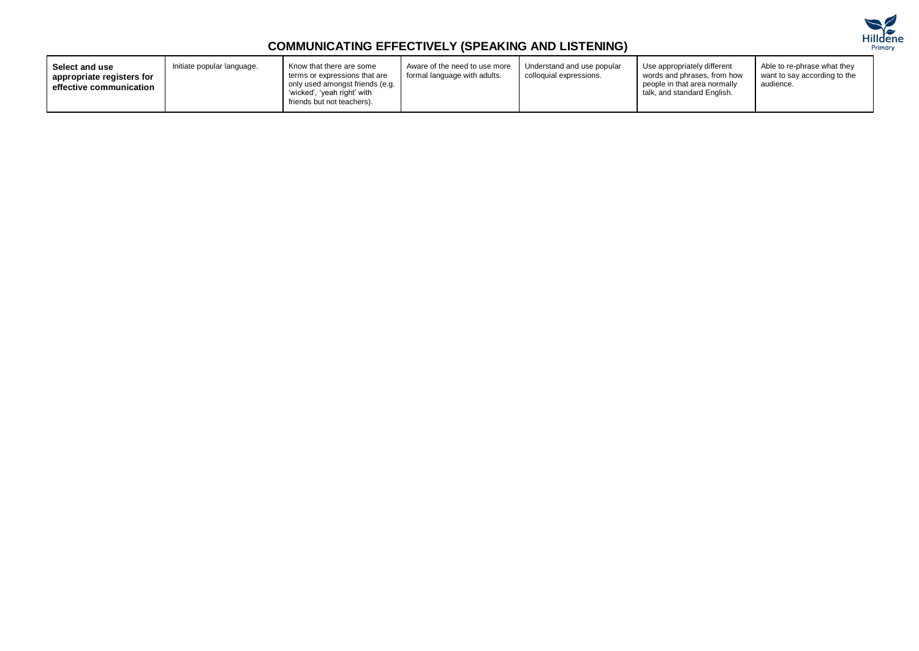## COMMUNICATING EFFECTIVELY (SPEAKING AND LISTENING)

| | | | | | | |
|---|---|---|---|---|---|---|
| **Select and use appropriate registers for effective communication** | Initiate popular language. | Know that there are some terms or expressions that are only used amongst friends (e.g. 'wicked', 'yeah right' with friends but not teachers). | Aware of the need to use more formal language with adults. | Understand and use popular colloquial expressions. | Use appropriately different words and phrases, from how people in that area normally talk, and standard English. | Able to re-phrase what they want to say according to the audience. |